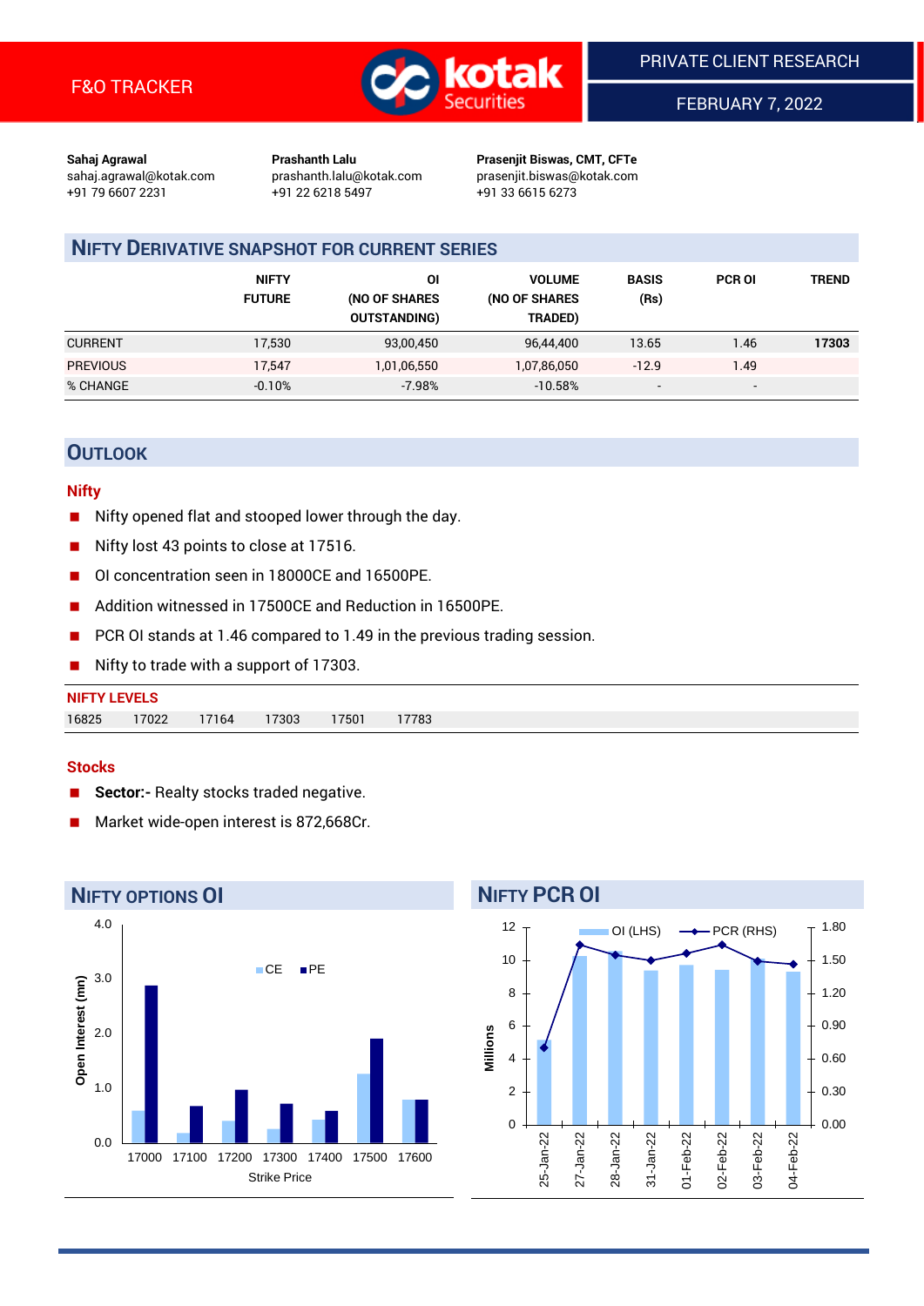F&O TRACKER

PRIVATE CLIENT RESEARCH

FEBRUARY 7, 2022

**Sahaj Agrawal**
sahaj.agrawal@kotak.com
+91 79 6607 2231

**Prashanth Lalu**
prashanth.lalu@kotak.com
+91 22 6218 5497

**Prasenjit Biswas, CMT, CFTe**
prasenjit.biswas@kotak.com
+91 33 6615 6273

## NIFTY DERIVATIVE SNAPSHOT FOR CURRENT SERIES

| | NIFTY FUTURE | OI (NO OF SHARES OUTSTANDING) | VOLUME (NO OF SHARES TRADED) | BASIS (Rs) | PCR OI | TREND |
|---|---|---|---|---|---|---|
| CURRENT | 17,530 | 93,00,450 | 96,44,400 | 13.65 | 1.46 | **17303** |
| PREVIOUS | 17,547 | 1,01,06,550 | 1,07,86,050 | -12.9 | 1.49 | |
| % CHANGE | -0.10% | -7.98% | -10.58% | - | - | |

## OUTLOOK

### Nifty

- Nifty opened flat and stooped lower through the day.
- Nifty lost 43 points to close at 17516.
- OI concentration seen in 18000CE and 16500PE.
- Addition witnessed in 17500CE and Reduction in 16500PE.
- PCR OI stands at 1.46 compared to 1.49 in the previous trading session.
- Nifty to trade with a support of 17303.

**NIFTY LEVELS**

| 16825 | 17022 | 17164 | 17303 | 17501 | 17783 |
|---|---|---|---|---|---|

### Stocks

- **Sector:-** Realty stocks traded negative.
- Market wide-open interest is 872,668Cr.

## NIFTY OPTIONS OI

## NIFTY PCR OI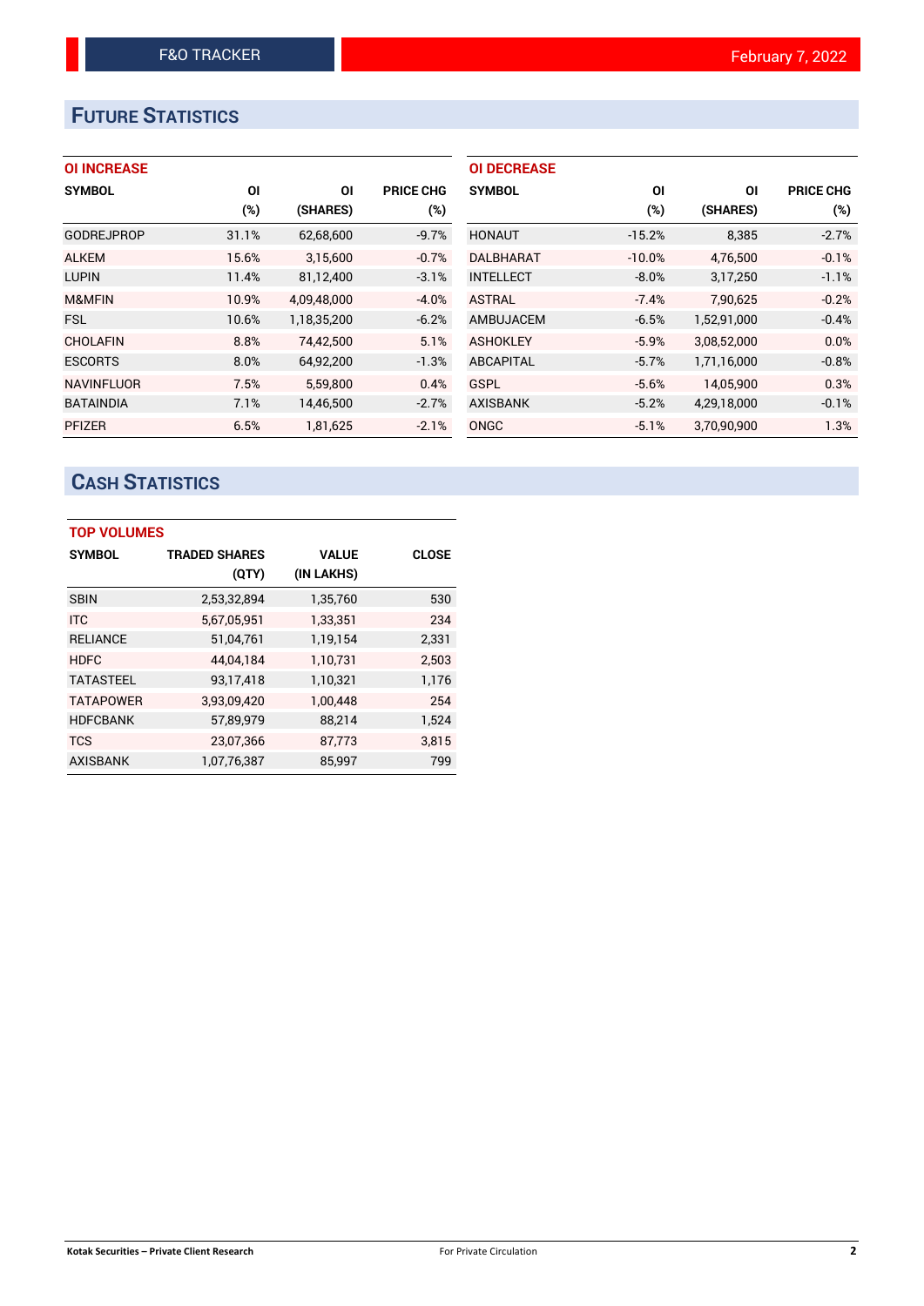## FUTURE STATISTICS

### OI INCREASE

| SYMBOL | OI (%) | OI (SHARES) | PRICE CHG (%) |
|---|---|---|---|
| GODREJPROP | 31.1% | 62,68,600 | -9.7% |
| ALKEM | 15.6% | 3,15,600 | -0.7% |
| LUPIN | 11.4% | 81,12,400 | -3.1% |
| M&MFIN | 10.9% | 4,09,48,000 | -4.0% |
| FSL | 10.6% | 1,18,35,200 | -6.2% |
| CHOLAFIN | 8.8% | 74,42,500 | 5.1% |
| ESCORTS | 8.0% | 64,92,200 | -1.3% |
| NAVINFLUOR | 7.5% | 5,59,800 | 0.4% |
| BATAINDIA | 7.1% | 14,46,500 | -2.7% |
| PFIZER | 6.5% | 1,81,625 | -2.1% |

### OI DECREASE

| SYMBOL | OI (%) | OI (SHARES) | PRICE CHG (%) |
|---|---|---|---|
| HONAUT | -15.2% | 8,385 | -2.7% |
| DALBHARAT | -10.0% | 4,76,500 | -0.1% |
| INTELLECT | -8.0% | 3,17,250 | -1.1% |
| ASTRAL | -7.4% | 7,90,625 | -0.2% |
| AMBUJACEM | -6.5% | 1,52,91,000 | -0.4% |
| ASHOKLEY | -5.9% | 3,08,52,000 | 0.0% |
| ABCAPITAL | -5.7% | 1,71,16,000 | -0.8% |
| GSPL | -5.6% | 14,05,900 | 0.3% |
| AXISBANK | -5.2% | 4,29,18,000 | -0.1% |
| ONGC | -5.1% | 3,70,90,900 | 1.3% |

## CASH STATISTICS

### TOP VOLUMES

| SYMBOL | TRADED SHARES (QTY) | VALUE (IN LAKHS) | CLOSE |
|---|---|---|---|
| SBIN | 2,53,32,894 | 1,35,760 | 530 |
| ITC | 5,67,05,951 | 1,33,351 | 234 |
| RELIANCE | 51,04,761 | 1,19,154 | 2,331 |
| HDFC | 44,04,184 | 1,10,731 | 2,503 |
| TATASTEEL | 93,17,418 | 1,10,321 | 1,176 |
| TATAPOWER | 3,93,09,420 | 1,00,448 | 254 |
| HDFCBANK | 57,89,979 | 88,214 | 1,524 |
| TCS | 23,07,366 | 87,773 | 3,815 |
| AXISBANK | 1,07,76,387 | 85,997 | 799 |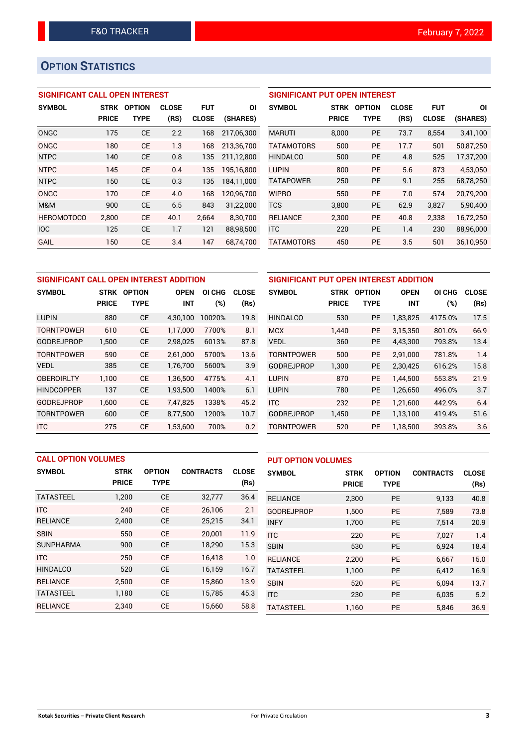# OPTION STATISTICS

## SIGNIFICANT CALL OPEN INTEREST

| SYMBOL | STRK PRICE | OPTION TYPE | CLOSE (RS) | FUT CLOSE | OI (SHARES) |
|---|---|---|---|---|---|
| ONGC | 175 | CE | 2.2 | 168 | 217,06,300 |
| ONGC | 180 | CE | 1.3 | 168 | 213,36,700 |
| NTPC | 140 | CE | 0.8 | 135 | 211,12,800 |
| NTPC | 145 | CE | 0.4 | 135 | 195,16,800 |
| NTPC | 150 | CE | 0.3 | 135 | 184,11,000 |
| ONGC | 170 | CE | 4.0 | 168 | 120,96,700 |
| M&M | 900 | CE | 6.5 | 843 | 31,22,000 |
| HEROMOTOCO | 2,800 | CE | 40.1 | 2,664 | 8,30,700 |
| IOC | 125 | CE | 1.7 | 121 | 88,98,500 |
| GAIL | 150 | CE | 3.4 | 147 | 68,74,700 |

## SIGNIFICANT PUT OPEN INTEREST

| SYMBOL | STRK PRICE | OPTION TYPE | CLOSE (RS) | FUT CLOSE | OI (SHARES) |
|---|---|---|---|---|---|
| MARUTI | 8,000 | PE | 73.7 | 8,554 | 3,41,100 |
| TATAMOTORS | 500 | PE | 17.7 | 501 | 50,87,250 |
| HINDALCO | 500 | PE | 4.8 | 525 | 17,37,200 |
| LUPIN | 800 | PE | 5.6 | 873 | 4,53,050 |
| TATAPOWER | 250 | PE | 9.1 | 255 | 68,78,250 |
| WIPRO | 550 | PE | 7.0 | 574 | 20,79,200 |
| TCS | 3,800 | PE | 62.9 | 3,827 | 5,90,400 |
| RELIANCE | 2,300 | PE | 40.8 | 2,338 | 16,72,250 |
| ITC | 220 | PE | 1.4 | 230 | 88,96,000 |
| TATAMOTORS | 450 | PE | 3.5 | 501 | 36,10,950 |

## SIGNIFICANT CALL OPEN INTEREST ADDITION

| SYMBOL | STRK PRICE | OPTION TYPE | OPEN INT | OI CHG (%) | CLOSE (Rs) |
|---|---|---|---|---|---|
| LUPIN | 880 | CE | 4,30,100 | 10020% | 19.8 |
| TORNTPOWER | 610 | CE | 1,17,000 | 7700% | 8.1 |
| GODREJPROP | 1,500 | CE | 2,98,025 | 6013% | 87.8 |
| TORNTPOWER | 590 | CE | 2,61,000 | 5700% | 13.6 |
| VEDL | 385 | CE | 1,76,700 | 5600% | 3.9 |
| OBEROIRLTY | 1,100 | CE | 1,36,500 | 4775% | 4.1 |
| HINDCOPPER | 137 | CE | 1,93,500 | 1400% | 6.1 |
| GODREJPROP | 1,600 | CE | 7,47,825 | 1338% | 45.2 |
| TORNTPOWER | 600 | CE | 8,77,500 | 1200% | 10.7 |
| ITC | 275 | CE | 1,53,600 | 700% | 0.2 |

## SIGNIFICANT PUT OPEN INTEREST ADDITION

| SYMBOL | STRK PRICE | OPTION TYPE | OPEN INT | OI CHG (%) | CLOSE (Rs) |
|---|---|---|---|---|---|
| HINDALCO | 530 | PE | 1,83,825 | 4175.0% | 17.5 |
| MCX | 1,440 | PE | 3,15,350 | 801.0% | 66.9 |
| VEDL | 360 | PE | 4,43,300 | 793.8% | 13.4 |
| TORNTPOWER | 500 | PE | 2,91,000 | 781.8% | 1.4 |
| GODREJPROP | 1,300 | PE | 2,30,425 | 616.2% | 15.8 |
| LUPIN | 870 | PE | 1,44,500 | 553.8% | 21.9 |
| LUPIN | 780 | PE | 1,26,650 | 496.0% | 3.7 |
| ITC | 232 | PE | 1,21,600 | 442.9% | 6.4 |
| GODREJPROP | 1,450 | PE | 1,13,100 | 419.4% | 51.6 |
| TORNTPOWER | 520 | PE | 1,18,500 | 393.8% | 3.6 |

## CALL OPTION VOLUMES

| SYMBOL | STRK PRICE | OPTION TYPE | CONTRACTS | CLOSE (Rs) |
|---|---|---|---|---|
| TATASTEEL | 1,200 | CE | 32,777 | 36.4 |
| ITC | 240 | CE | 26,106 | 2.1 |
| RELIANCE | 2,400 | CE | 25,215 | 34.1 |
| SBIN | 550 | CE | 20,001 | 11.9 |
| SUNPHARMA | 900 | CE | 18,290 | 15.3 |
| ITC | 250 | CE | 16,418 | 1.0 |
| HINDALCO | 520 | CE | 16,159 | 16.7 |
| RELIANCE | 2,500 | CE | 15,860 | 13.9 |
| TATASTEEL | 1,180 | CE | 15,785 | 45.3 |
| RELIANCE | 2,340 | CE | 15,660 | 58.8 |

## PUT OPTION VOLUMES

| SYMBOL | STRK PRICE | OPTION TYPE | CONTRACTS | CLOSE (Rs) |
|---|---|---|---|---|
| RELIANCE | 2,300 | PE | 9,133 | 40.8 |
| GODREJPROP | 1,500 | PE | 7,589 | 73.8 |
| INFY | 1,700 | PE | 7,514 | 20.9 |
| ITC | 220 | PE | 7,027 | 1.4 |
| SBIN | 530 | PE | 6,924 | 18.4 |
| RELIANCE | 2,200 | PE | 6,667 | 15.0 |
| TATASTEEL | 1,100 | PE | 6,412 | 16.9 |
| SBIN | 520 | PE | 6,094 | 13.7 |
| ITC | 230 | PE | 6,035 | 5.2 |
| TATASTEEL | 1,160 | PE | 5,846 | 36.9 |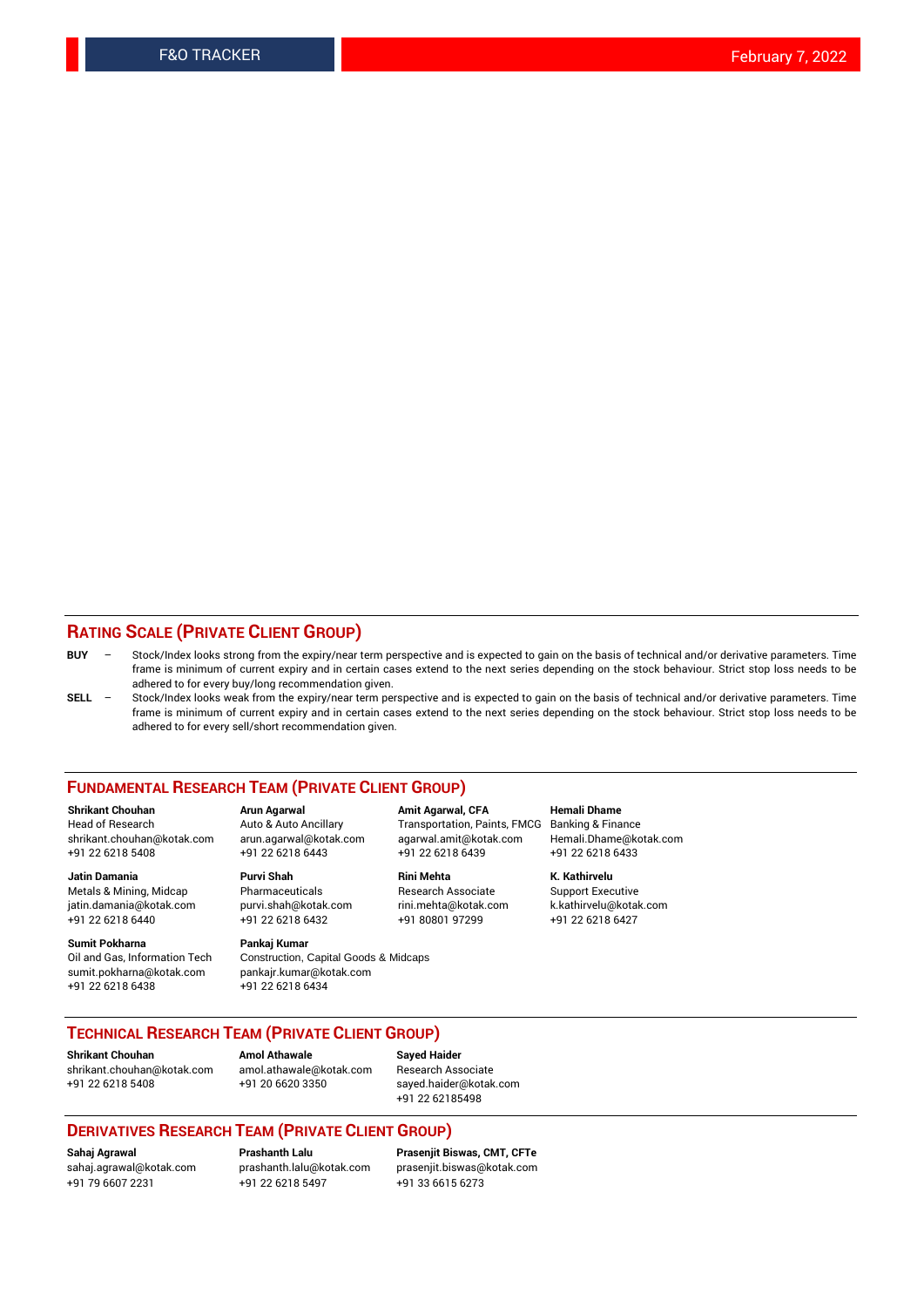## RATING SCALE (PRIVATE CLIENT GROUP)

**BUY** – Stock/Index looks strong from the expiry/near term perspective and is expected to gain on the basis of technical and/or derivative parameters. Time frame is minimum of current expiry and in certain cases extend to the next series depending on the stock behaviour. Strict stop loss needs to be adhered to for every buy/long recommendation given.

**SELL** – Stock/Index looks weak from the expiry/near term perspective and is expected to gain on the basis of technical and/or derivative parameters. Time frame is minimum of current expiry and in certain cases extend to the next series depending on the stock behaviour. Strict stop loss needs to be adhered to for every sell/short recommendation given.

## FUNDAMENTAL RESEARCH TEAM (PRIVATE CLIENT GROUP)

**Shrikant Chouhan**
Head of Research
shrikant.chouhan@kotak.com
+91 22 6218 5408

**Arun Agarwal**
Auto & Auto Ancillary
arun.agarwal@kotak.com
+91 22 6218 6443

**Amit Agarwal, CFA**
Transportation, Paints, FMCG
agarwal.amit@kotak.com
+91 22 6218 6439

**Hemali Dhame**
Banking & Finance
Hemali.Dhame@kotak.com
+91 22 6218 6433

**Jatin Damania**
Metals & Mining, Midcap
jatin.damania@kotak.com
+91 22 6218 6440

**Purvi Shah**
Pharmaceuticals
purvi.shah@kotak.com
+91 22 6218 6432

**Rini Mehta**
Research Associate
rini.mehta@kotak.com
+91 80801 97299

**K. Kathirvelu**
Support Executive
k.kathirvelu@kotak.com
+91 22 6218 6427

**Sumit Pokharna**
Oil and Gas, Information Tech
sumit.pokharna@kotak.com
+91 22 6218 6438

**Pankaj Kumar**
Construction, Capital Goods & Midcaps
pankajr.kumar@kotak.com
+91 22 6218 6434

## TECHNICAL RESEARCH TEAM (PRIVATE CLIENT GROUP)

**Shrikant Chouhan**
shrikant.chouhan@kotak.com
+91 22 6218 5408

**Amol Athawale**
amol.athawale@kotak.com
+91 20 6620 3350

**Sayed Haider**
Research Associate
sayed.haider@kotak.com
+91 22 62185498

## DERIVATIVES RESEARCH TEAM (PRIVATE CLIENT GROUP)

**Sahaj Agrawal**
sahaj.agrawal@kotak.com
+91 79 6607 2231

**Prashanth Lalu**
prashanth.lalu@kotak.com
+91 22 6218 5497

**Prasenjit Biswas, CMT, CFTe**
prasenjit.biswas@kotak.com
+91 33 6615 6273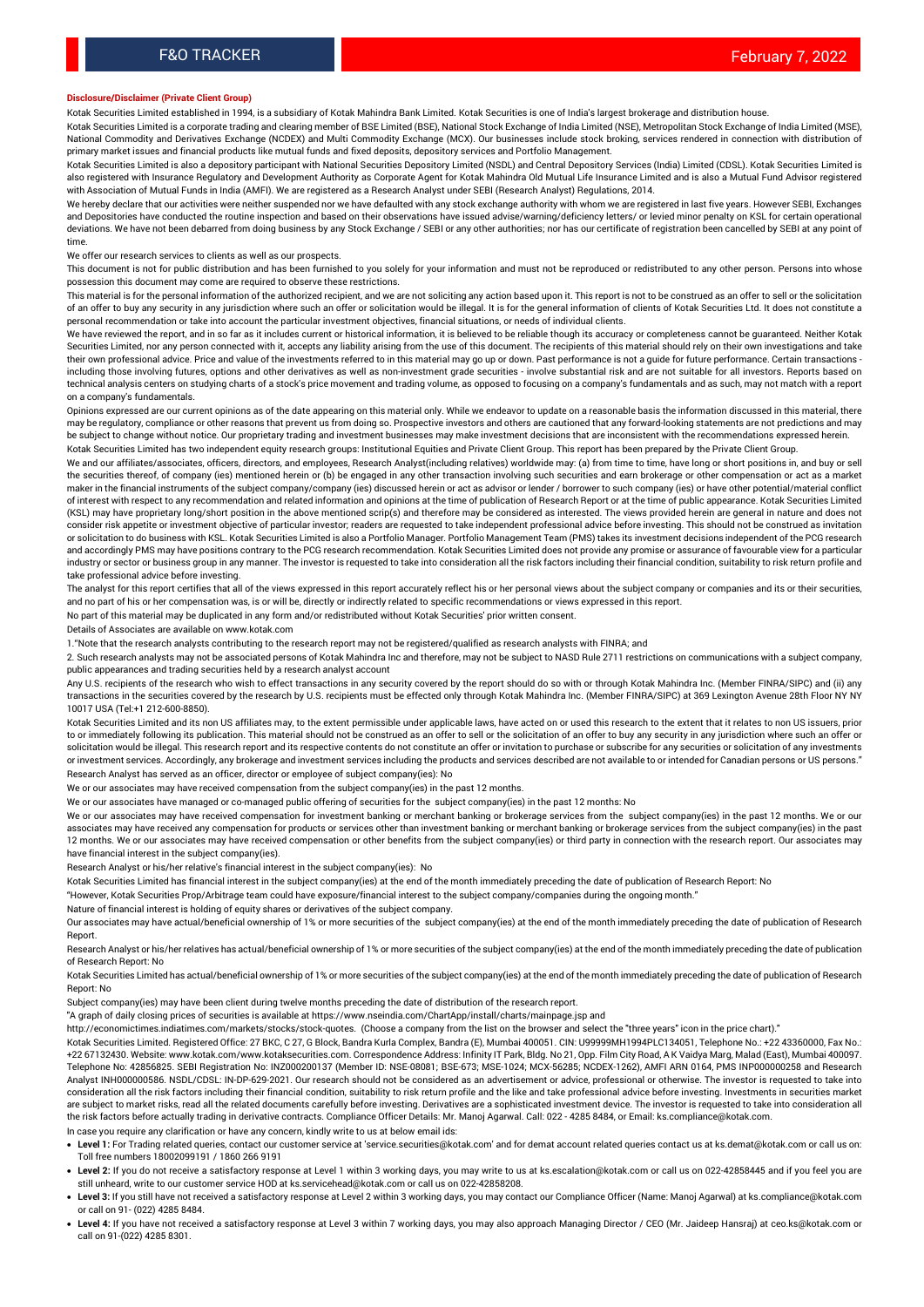**Disclosure/Disclaimer (Private Client Group)**

Kotak Securities Limited established in 1994, is a subsidiary of Kotak Mahindra Bank Limited. Kotak Securities is one of India's largest brokerage and distribution house.

Kotak Securities Limited is a corporate trading and clearing member of BSE Limited (BSE), National Stock Exchange of India Limited (NSE), Metropolitan Stock Exchange of India Limited (MSE), National Commodity and Derivatives Exchange (NCDEX) and Multi Commodity Exchange (MCX). Our businesses include stock broking, services rendered in connection with distribution of primary market issues and financial products like mutual funds and fixed deposits, depository services and Portfolio Management.

Kotak Securities Limited is also a depository participant with National Securities Depository Limited (NSDL) and Central Depository Services (India) Limited (CDSL). Kotak Securities Limited is also registered with Insurance Regulatory and Development Authority as Corporate Agent for Kotak Mahindra Old Mutual Life Insurance Limited and is also a Mutual Fund Advisor registered with Association of Mutual Funds in India (AMFI). We are registered as a Research Analyst under SEBI (Research Analyst) Regulations, 2014.

We hereby declare that our activities were neither suspended nor we have defaulted with any stock exchange authority with whom we are registered in last five years. However SEBI, Exchanges and Depositories have conducted the routine inspection and based on their observations have issued advise/warning/deficiency letters/ or levied minor penalty on KSL for certain operational deviations. We have not been debarred from doing business by any Stock Exchange / SEBI or any other authorities; nor has our certificate of registration been cancelled by SEBI at any point of time.

We offer our research services to clients as well as our prospects.

This document is not for public distribution and has been furnished to you solely for your information and must not be reproduced or redistributed to any other person. Persons into whose possession this document may come are required to observe these restrictions.

This material is for the personal information of the authorized recipient, and we are not soliciting any action based upon it. This report is not to be construed as an offer to sell or the solicitation of an offer to buy any security in any jurisdiction where such an offer or solicitation would be illegal. It is for the general information of clients of Kotak Securities Ltd. It does not constitute a personal recommendation or take into account the particular investment objectives, financial situations, or needs of individual clients.

We have reviewed the report, and in so far as it includes current or historical information, it is believed to be reliable though its accuracy or completeness cannot be guaranteed. Neither Kotak Securities Limited, nor any person connected with it, accepts any liability arising from the use of this document. The recipients of this material should rely on their own investigations and take their own professional advice. Price and value of the investments referred to in this material may go up or down. Past performance is not a guide for future performance. Certain transactions - including those involving futures, options and other derivatives as well as non-investment grade securities - involve substantial risk and are not suitable for all investors. Reports based on technical analysis centers on studying charts of a stock's price movement and trading volume, as opposed to focusing on a company's fundamentals and as such, may not match with a report on a company's fundamentals.

Opinions expressed are our current opinions as of the date appearing on this material only. While we endeavor to update on a reasonable basis the information discussed in this material, there may be regulatory, compliance or other reasons that prevent us from doing so. Prospective investors and others are cautioned that any forward-looking statements are not predictions and may be subject to change without notice. Our proprietary trading and investment businesses may make investment decisions that are inconsistent with the recommendations expressed herein.

Kotak Securities Limited has two independent equity research groups: Institutional Equities and Private Client Group. This report has been prepared by the Private Client Group.

We and our affiliates/associates, officers, directors, and employees, Research Analyst(including relatives) worldwide may: (a) from time to time, have long or short positions in, and buy or sell the securities thereof, of company (ies) mentioned herein or (b) be engaged in any other transaction involving such securities and earn brokerage or other compensation or act as a market maker in the financial instruments of the subject company/company (ies) discussed herein or act as advisor or lender / borrower to such company (ies) or have other potential/material conflict of interest with respect to any recommendation and related information and opinions at the time of publication of Research Report or at the time of public appearance. Kotak Securities Limited (KSL) may have proprietary long/short position in the above mentioned scrip(s) and therefore may be considered as interested. The views provided herein are general in nature and does not consider risk appetite or investment objective of particular investor; readers are requested to take independent professional advice before investing. This should not be construed as invitation or solicitation to do business with KSL. Kotak Securities Limited is also a Portfolio Manager. Portfolio Management Team (PMS) takes its investment decisions independent of the PCG research and accordingly PMS may have positions contrary to the PCG research recommendation. Kotak Securities Limited does not provide any promise or assurance of favourable view for a particular industry or sector or business group in any manner. The investor is requested to take into consideration all the risk factors including their financial condition, suitability to risk return profile and take professional advice before investing.

The analyst for this report certifies that all of the views expressed in this report accurately reflect his or her personal views about the subject company or companies and its or their securities, and no part of his or her compensation was, is or will be, directly or indirectly related to specific recommendations or views expressed in this report.

No part of this material may be duplicated in any form and/or redistributed without Kotak Securities' prior written consent.

Details of Associates are available on www.kotak.com

1."Note that the research analysts contributing to the research report may not be registered/qualified as research analysts with FINRA; and

2. Such research analysts may not be associated persons of Kotak Mahindra Inc and therefore, may not be subject to NASD Rule 2711 restrictions on communications with a subject company, public appearances and trading securities held by a research analyst account

Any U.S. recipients of the research who wish to effect transactions in any security covered by the report should do so with or through Kotak Mahindra Inc. (Member FINRA/SIPC) and (ii) any transactions in the securities covered by the research by U.S. recipients must be effected only through Kotak Mahindra Inc. (Member FINRA/SIPC) at 369 Lexington Avenue 28th Floor NY NY 10017 USA (Tel:+1 212-600-8850).

Kotak Securities Limited and its non US affiliates may, to the extent permissible under applicable laws, have acted on or used this research to the extent that it relates to non US issuers, prior to or immediately following its publication. This material should not be construed as an offer to sell or the solicitation of an offer to buy any security in any jurisdiction where such an offer or solicitation would be illegal. This research report and its respective contents do not constitute an offer or invitation to purchase or subscribe for any securities or solicitation of any investments or investment services. Accordingly, any brokerage and investment services including the products and services described are not available to or intended for Canadian persons or US persons."

Research Analyst has served as an officer, director or employee of subject company(ies): No

We or our associates may have received compensation from the subject company(ies) in the past 12 months.

We or our associates have managed or co-managed public offering of securities for the subject company(ies) in the past 12 months: No

We or our associates may have received compensation for investment banking or merchant banking or brokerage services from the subject company(ies) in the past 12 months. We or our associates may have received any compensation for products or services other than investment banking or merchant banking or brokerage services from the subject company(ies) in the past 12 months. We or our associates may have received compensation or other benefits from the subject company(ies) or third party in connection with the research report. Our associates may have financial interest in the subject company(ies).

Research Analyst or his/her relative's financial interest in the subject company(ies): No

Kotak Securities Limited has financial interest in the subject company(ies) at the end of the month immediately preceding the date of publication of Research Report: No

"However, Kotak Securities Prop/Arbitrage team could have exposure/financial interest to the subject company/companies during the ongoing month."

Nature of financial interest is holding of equity shares or derivatives of the subject company.

Our associates may have actual/beneficial ownership of 1% or more securities of the subject company(ies) at the end of the month immediately preceding the date of publication of Research Report.

Research Analyst or his/her relatives has actual/beneficial ownership of 1% or more securities of the subject company(ies) at the end of the month immediately preceding the date of publication of Research Report: No

Kotak Securities Limited has actual/beneficial ownership of 1% or more securities of the subject company(ies) at the end of the month immediately preceding the date of publication of Research Report: No

Subject company(ies) may have been client during twelve months preceding the date of distribution of the research report.

"A graph of daily closing prices of securities is available at https://www.nseindia.com/ChartApp/install/charts/mainpage.jsp and

http://economictimes.indiatimes.com/markets/stocks/stock-quotes. (Choose a company from the list on the browser and select the "three years" icon in the price chart)."

Kotak Securities Limited. Registered Office: 27 BKC, C 27, G Block, Bandra Kurla Complex, Bandra (E), Mumbai 400051. CIN: U99999MH1994PLC134051, Telephone No.: +22 43360000, Fax No.: +22 67132430. Website: www.kotak.com/www.kotaksecurities.com. Correspondence Address: Infinity IT Park, Bldg. No 21, Opp. Film City Road, A K Vaidya Marg, Malad (East), Mumbai 400097. Telephone No: 42856825. SEBI Registration No: INZ000200137 (Member ID: NSE-08081; BSE-673; MSE-1024; MCX-56285; NCDEX-1262), AMFI ARN 0164, PMS INP000000258 and Research Analyst INH000000586. NSDL/CDSL: IN-DP-629-2021. Our research should not be considered as an advertisement or advice, professional or otherwise. The investor is requested to take into consideration all the risk factors including their financial condition, suitability to risk return profile and the like and take professional advice before investing. Investments in securities market are subject to market risks, read all the related documents carefully before investing. Derivatives are a sophisticated investment device. The investor is requested to take into consideration all the risk factors before actually trading in derivative contracts. Compliance Officer Details: Mr. Manoj Agarwal. Call: 022 - 4285 8484, or Email: ks.compliance@kotak.com.

In case you require any clarification or have any concern, kindly write to us at below email ids:

- **Level 1:** For Trading related queries, contact our customer service at 'service.securities@kotak.com' and for demat account related queries contact us at ks.demat@kotak.com or call us on: Toll free numbers 18002099191 / 1860 266 9191
- **Level 2:** If you do not receive a satisfactory response at Level 1 within 3 working days, you may write to us at ks.escalation@kotak.com or call us on 022-42858445 and if you feel you are still unheard, write to our customer service HOD at ks.servicehead@kotak.com or call us on 022-42858208.
- **Level 3:** If you still have not received a satisfactory response at Level 2 within 3 working days, you may contact our Compliance Officer (Name: Manoj Agarwal) at ks.compliance@kotak.com or call on 91- (022) 4285 8484.
- **Level 4:** If you have not received a satisfactory response at Level 3 within 7 working days, you may also approach Managing Director / CEO (Mr. Jaideep Hansraj) at ceo.ks@kotak.com or call on 91-(022) 4285 8301.